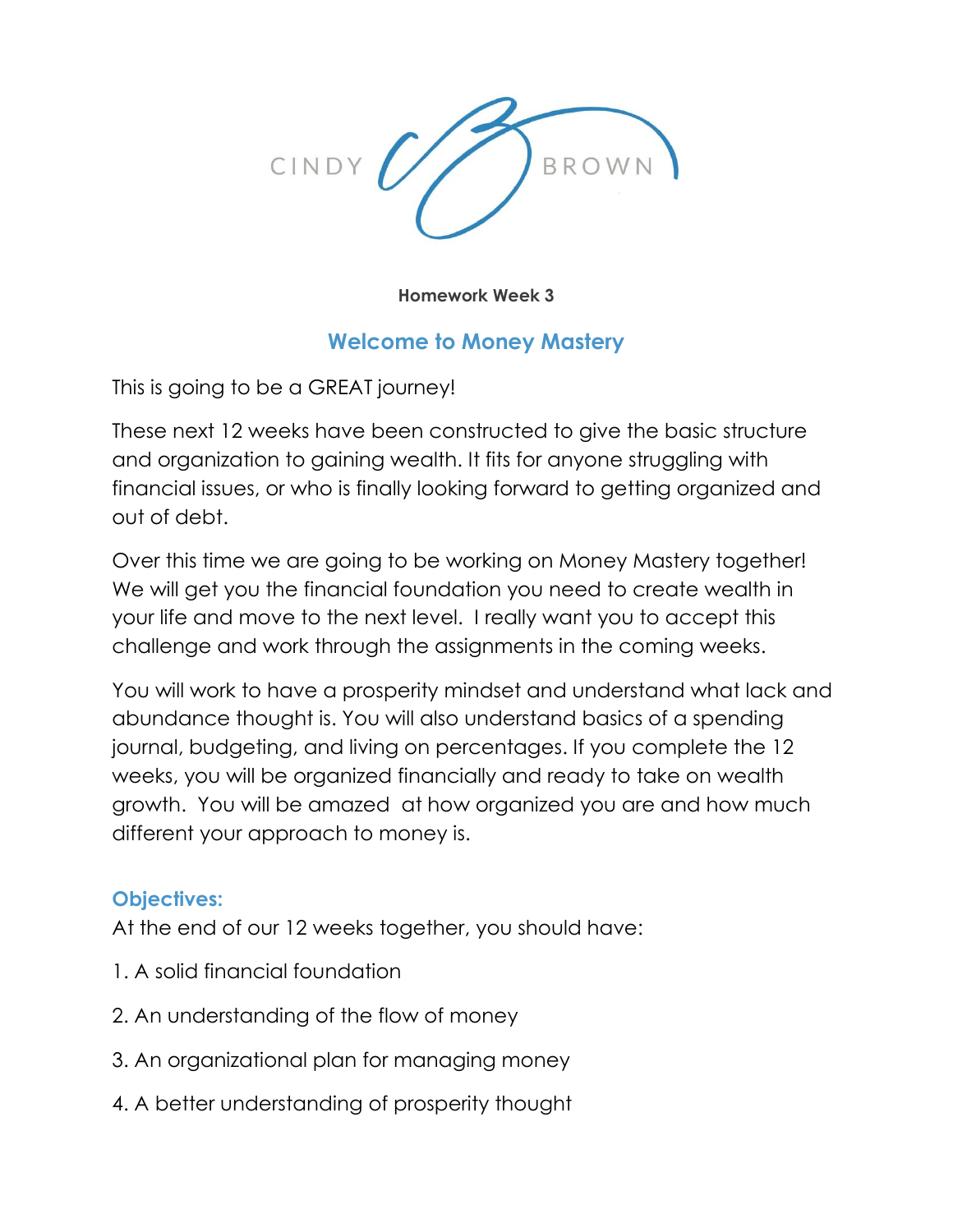CINDY BROWN

**Homework Week 3**

## Welcome to Money Mastery

This is going to be a GREAT journey!

These next 12 weeks have been constructed to give the basic structure and organization to gaining wealth. It fits for anyone struggling with financial issues, or who is finally looking forward to getting organized and out of debt.

Over this time we are going to be working on Money Mastery together! We will get you the financial foundation you need to create wealth in your life and move to the next level. I really want you to accept this challenge and work through the assignments in the coming weeks.

You will work to have a prosperity mindset and understand what lack and abundance thought is. You will also understand basics of a spending journal, budgeting, and living on percentages. If you complete the 12 weeks, you will be organized financially and ready to take on wealth growth. You will be amazed at how organized you are and how much different your approach to money is.

### Objectives:

At the end of our 12 weeks together, you should have:

1. A solid financial foundation
2. An understanding of the flow of money
3. An organizational plan for managing money
4. A better understanding of prosperity thought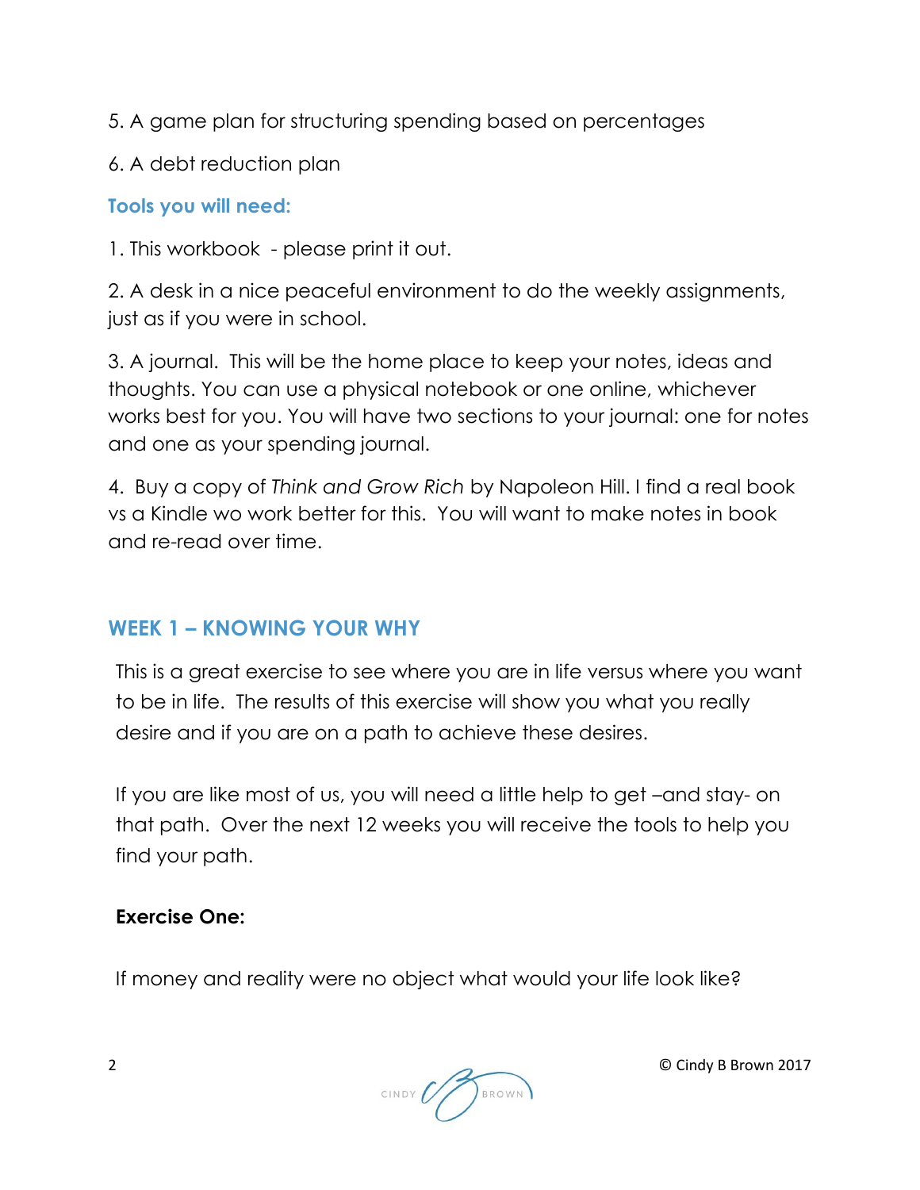5. A game plan for structuring spending based on percentages

6. A debt reduction plan

### Tools you will need:

1. This workbook - please print it out.

2. A desk in a nice peaceful environment to do the weekly assignments, just as if you were in school.

3. A journal. This will be the home place to keep your notes, ideas and thoughts. You can use a physical notebook or one online, whichever works best for you. You will have two sections to your journal: one for notes and one as your spending journal.

4. Buy a copy of *Think and Grow Rich* by Napoleon Hill. I find a real book vs a Kindle wo work better for this. You will want to make notes in book and re-read over time.

## WEEK 1 – KNOWING YOUR WHY

This is a great exercise to see where you are in life versus where you want to be in life. The results of this exercise will show you what you really desire and if you are on a path to achieve these desires.

If you are like most of us, you will need a little help to get –and stay- on that path. Over the next 12 weeks you will receive the tools to help you find your path.

**Exercise One:**

If money and reality were no object what would your life look like?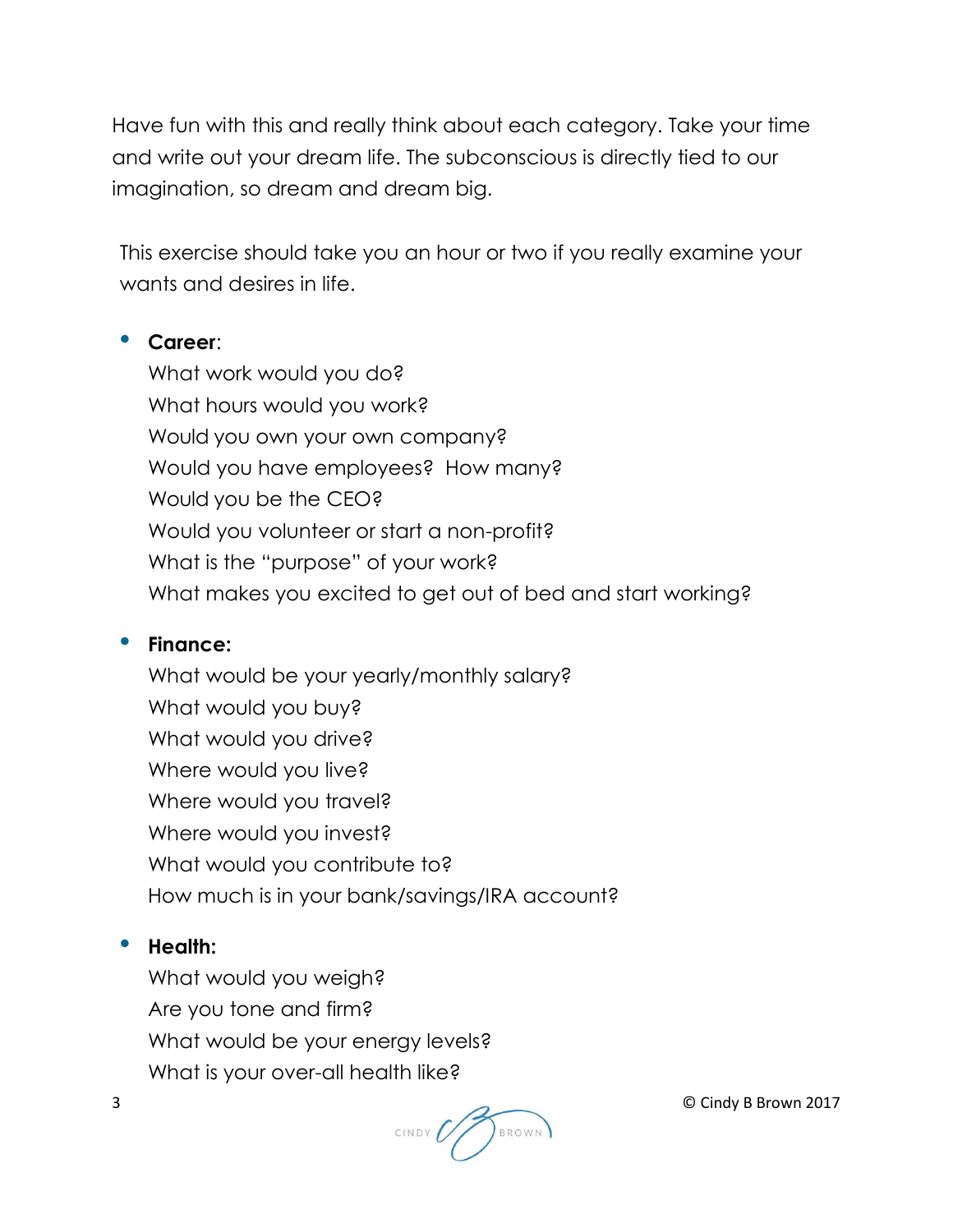Have fun with this and really think about each category. Take your time and write out your dream life. The subconscious is directly tied to our imagination, so dream and dream big.

This exercise should take you an hour or two if you really examine your wants and desires in life.

- **Career**:
  What work would you do?
  What hours would you work?
  Would you own your own company?
  Would you have employees? How many?
  Would you be the CEO?
  Would you volunteer or start a non-profit?
  What is the "purpose" of your work?
  What makes you excited to get out of bed and start working?

- **Finance:**
  What would be your yearly/monthly salary?
  What would you buy?
  What would you drive?
  Where would you live?
  Where would you travel?
  Where would you invest?
  What would you contribute to?
  How much is in your bank/savings/IRA account?

- **Health:**
  What would you weigh?
  Are you tone and firm?
  What would be your energy levels?
  What is your over-all health like?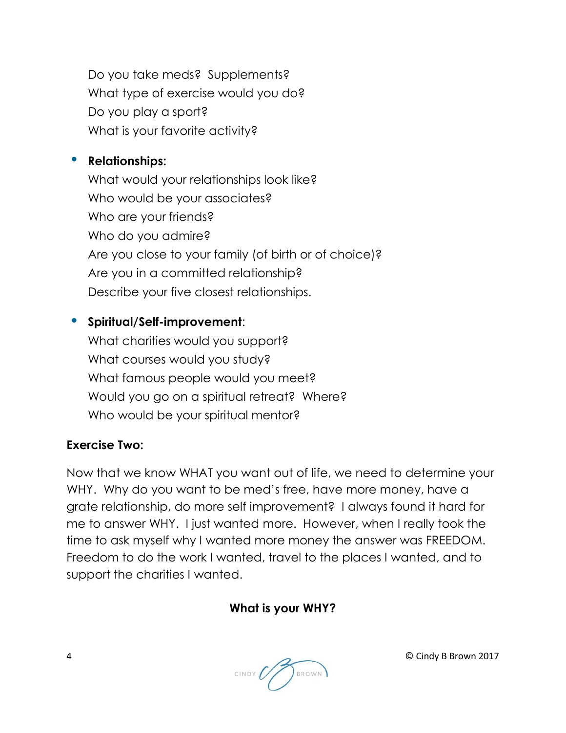Do you take meds? Supplements?
What type of exercise would you do?
Do you play a sport?
What is your favorite activity?

- **Relationships:**
  What would your relationships look like?
  Who would be your associates?
  Who are your friends?
  Who do you admire?
  Are you close to your family (of birth or of choice)?
  Are you in a committed relationship?
  Describe your five closest relationships.

- **Spiritual/Self-improvement**:
  What charities would you support?
  What courses would you study?
  What famous people would you meet?
  Would you go on a spiritual retreat? Where?
  Who would be your spiritual mentor?

**Exercise Two:**

Now that we know WHAT you want out of life, we need to determine your WHY. Why do you want to be med's free, have more money, have a grate relationship, do more self improvement? I always found it hard for me to answer WHY. I just wanted more. However, when I really took the time to ask myself why I wanted more money the answer was FREEDOM. Freedom to do the work I wanted, travel to the places I wanted, and to support the charities I wanted.

**What is your WHY?**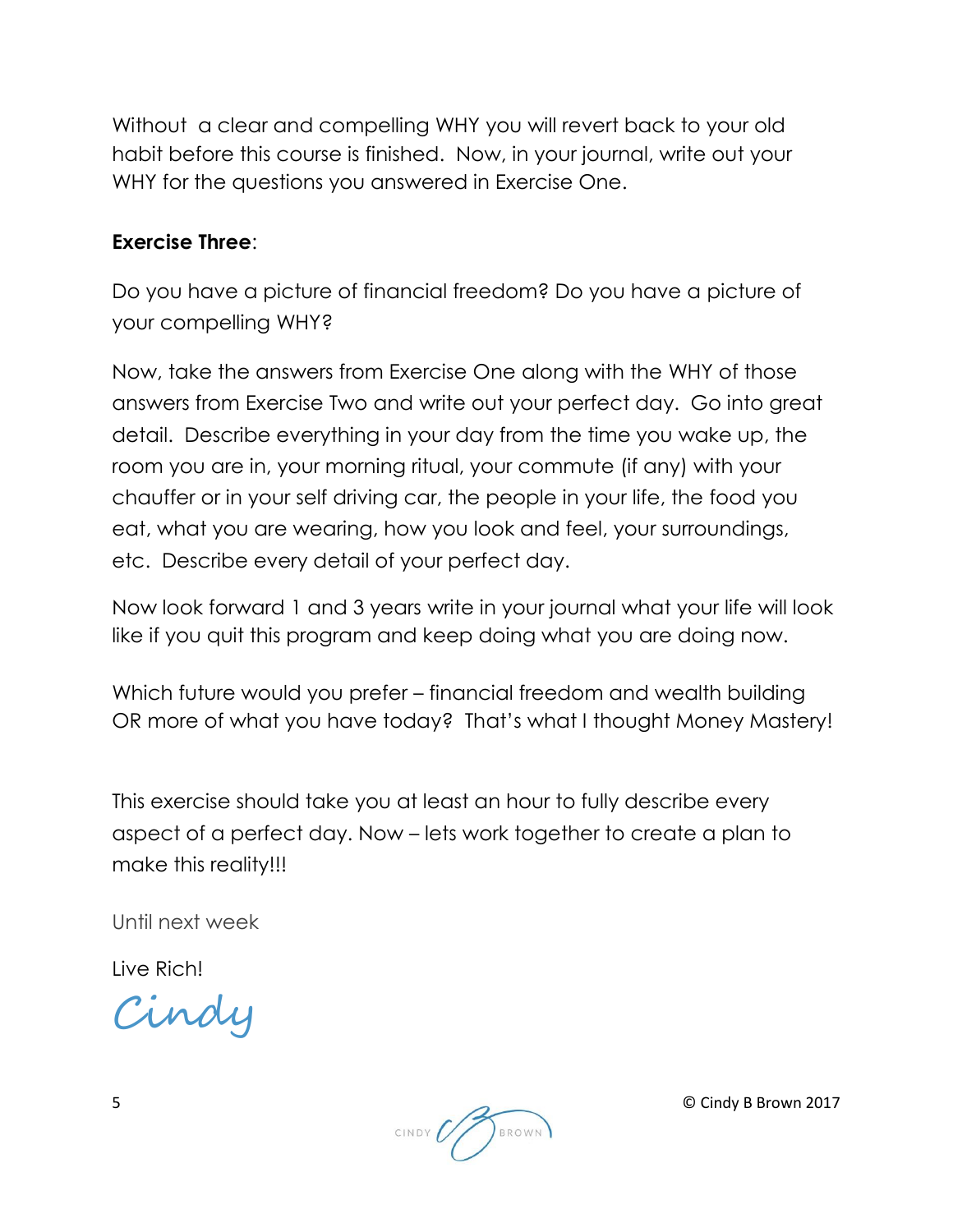Without  a clear and compelling WHY you will revert back to your old habit before this course is finished.  Now, in your journal, write out your WHY for the questions you answered in Exercise One.

**Exercise Three**:

Do you have a picture of financial freedom? Do you have a picture of your compelling WHY?

Now, take the answers from Exercise One along with the WHY of those answers from Exercise Two and write out your perfect day.  Go into great detail.  Describe everything in your day from the time you wake up, the room you are in, your morning ritual, your commute (if any) with your chauffer or in your self driving car, the people in your life, the food you eat, what you are wearing, how you look and feel, your surroundings, etc.  Describe every detail of your perfect day.

Now look forward 1 and 3 years write in your journal what your life will look like if you quit this program and keep doing what you are doing now.

Which future would you prefer – financial freedom and wealth building OR more of what you have today?  That's what I thought Money Mastery!

This exercise should take you at least an hour to fully describe every aspect of a perfect day. Now – lets work together to create a plan to make this reality!!!

Until next week

Live Rich!

Cindy

© Cindy B Brown 2017